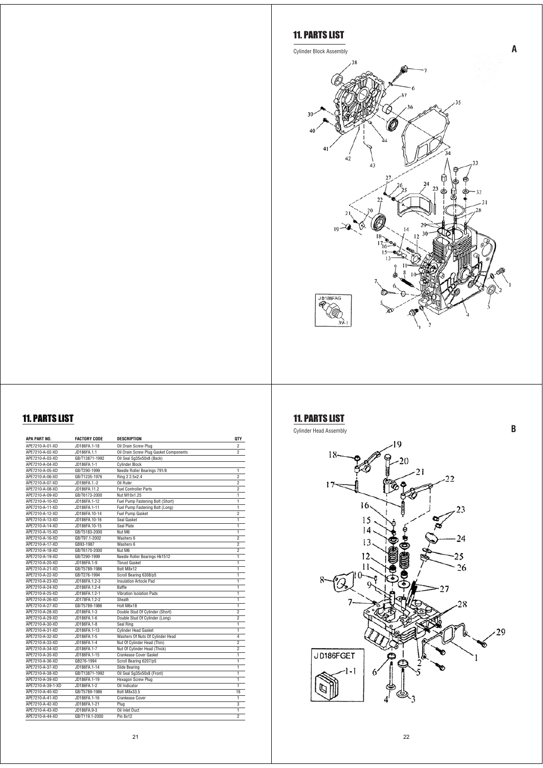## 11. PARTS LIST

Cylinder Block Assembly

**A**

## 11. PARTS LIST

| APA PART NO. | FACTORY CODE | DESCRIPTION | QTY |
|---|---|---|---|
| APE7210-A-01-XD | JD186FA.1-18 | Oil Drain Screw Plug | 2 |
| APE7210-A-02-XD | JD186FA.1.1 | Oil Drain Screw Plug Gasket Components | 2 |
| APE7210-A-03-XD | GB/T13871-1992 | Oil Seal Sg35x50x8 (Back) | |
| APE7210-A-04-XD | JD186FA.1-1 | Cylinder Block | |
| APE7210-A-05-XD | GB/T290-1999 | Needle Roller Bearings 791/8 | 1 |
| APE7210-A-06-XD | GB/T1235-1976 | Ring 2 2.5x2.4 | 2 |
| APE7210-A-07-XD | JD186FA.1-2 | Oil Ruler | 2 |
| APE7210-A-08-XD | JD186FA.11.2 | Fuel Controller Parts | 2 |
| APE7210-A-09-XD | GB/T6173-2000 | Nut M10x1.25 | 1 |
| APE7210-A-10-XD | JD186FA.1-12 | Fuel Pump Fastening Bolt (Short) | 1 |
| APE7210-A-11-XD | JD186FA.1-11 | Fuel Pump Fastening Bolt (Long) | 1 |
| APE7210-A-12-XD | JD186FA.10-14 | Fuel Pump Gasket | 2 |
| APE7210-A-13-XD | JD186FA.10-16 | Seal Gasket | 1 |
| APE7210-A-14-XD | JD186FA.10-15 | Seal Plate | 1 |
| APE7210-A-15-XD | GB/T5183-2000 | Nut M6 | 1 |
| APE7210-A-16-XD | GB/T97.1-2002 | Washers 6 | 2 |
| APE7210-A-17-XD | GB93-1987 | Washers 6 | 2 |
| APE7210-A-18-XD | GB/T6170-2000 | Nut M6 | 2 |
| APE7210-A-19-XD | GB/T290-1999 | Needle Roller Bearings Hk1512 | 1 |
| APE7210-A-20-XD | JD186FA.1-9 | Tbrust Gasket | 1 |
| APE7210-A-21-XD | GB/T5789-1986 | Bolt M8x12 | 1 |
| APE7210-A-22-XD | GB/T276-1994 | Scroll Bearing 6308/p5 | 1 |
| APE7210-A-23-XD | JD186FA.1.2-3 | Insulation Artocle Pad | 1 |
| APE7210-A-24-XD | JD186FA.1.2-4 | Baffle | 1 |
| APE7210-A-25-XD | JD186FA.1.2-1 | Vibration Isolation Pads | 1 |
| APE7210-A-26-XD | JD178FA.1.2-2 | Sheath | 1 |
| APE7210-A-27-XD | GB/T5789-1986 | Holt M6x18 | 1 |
| APE7210-A-28-XD | JD186FA.1-3 | Double Stud Of Cylinder (Short) | 2 |
| APE7210-A-29-XD | JD186FA.1-6 | Double Stud Of Cylinder (Long) | 2 |
| APE7210-A-30-XD | JD186FA.1-8 | Seal Ring | 1 |
| APE7210-A-31-XD | JD186FA.1-13 | Cylinder Head Gasket | 1 |
| APE7210-A-32-XD | JD186FA.1-5 | Washers Of Nuts Of Cylinder Head | 4 |
| APE7210-A-33-XD | JD186FA.1-4 | Nut Of Cylinder Head (Thin) | 2 |
| APE7210-A-34-XD | JD186FA.1-7 | Nut Of Cylinder Head (Thick) | 2 |
| APE7210-A-35-XD | JD186FA.1-15 | Crankease Cover Gasket | 1 |
| APE7210-A-36-XD | GB276-1994 | Scroll Bearing 6207/p5 | 1 |
| APE7210-A-37-XD | JD186FA.1-14 | Slide Bearing | 1 |
| APE7210-A-38-XD | GB/T13871-1992 | Oil Seal Sg35x50x8 (Front) | 1 |
| APE7210-A-39-XD | JD186FA.1-19 | Hexagon Screw Plug | 1 |
| APE7210-A-39-1-XD | JD186FA.1-2 | Oil Indicator | 1 |
| APE7210-A-40-XD | GB/T5789-1986 | Bolt M8x33.5 | 16 |
| APE7210-A-41-XD | JD186FA.1-16 | Crankease Cover | 1 |
| APE7210-A-42-XD | JD186FA.1-21 | Plug | 3 |
| APE7210-A-43-XD | JD186FA.9-3 | Oil Inlet Duct | 1 |
| APE7210-A-44-XD | GB/T119.1-2000 | Pin 8x12 | 2 |

## 11. PARTS LIST

Cylinder Head Assembly

**B**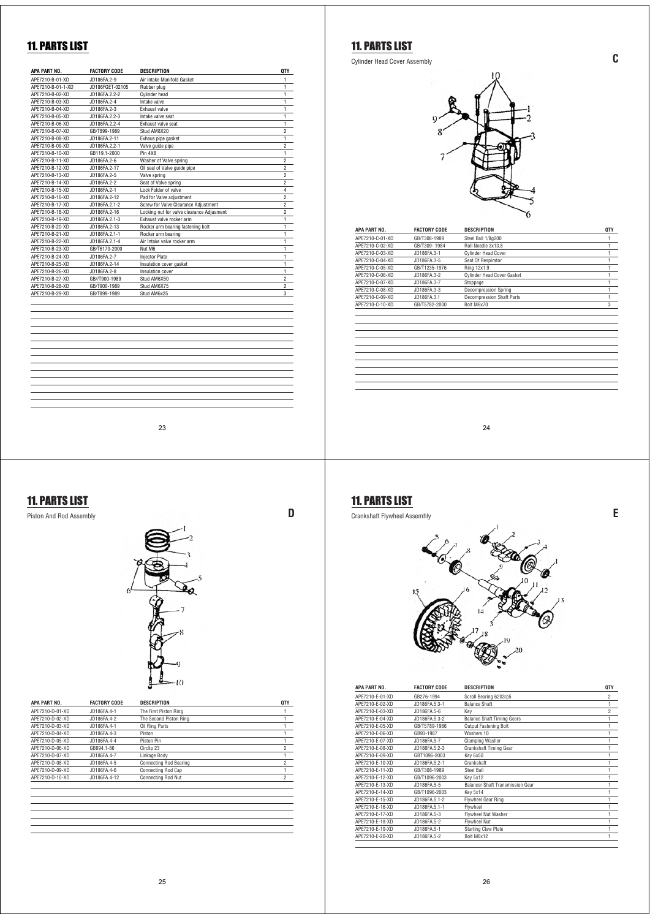# 11. PARTS LIST

| APA PART NO. | FACTORY CODE | DESCRIPTION | QTY |
|---|---|---|---|
| APE7210-B-01-XD | JD186FA.2-9 | Air intake Manifold Gasket | 1 |
| APE7210-B-01-1-XD | JD186FGET-02105 | Rubber plug | 1 |
| APE7210-B-02-XD | JD186FA.2.2-2 | Cylinder head | 1 |
| APE7210-B-03-XD | JD186FA.2-4 | Intake valve | 1 |
| APE7210-B-04-XD | JD186FA.2-3 | Exhaust valve | 1 |
| APE7210-B-05-XD | JD186FA.2.2-3 | Intake valve seat | 1 |
| APE7210-B-06-XD | JD186FA.2.2-4 | Exhaust valve seat | 1 |
| APE7210-B-07-XD | GB/T899-1989 | Stud AM8X20 | 2 |
| APE7210-B-08-XD | JD186FA.2-11 | Exhaus pipe gasket | 1 |
| APE7210-B-09-XD | JD186FA.2.2-1 | Valve guide pipe | 2 |
| APE7210-B-10-XD | GB119.1-2000 | Pin 4X8 | 1 |
| APE7210-B-11-XD | JD186FA.2-6 | Washer of Valve spring | 2 |
| APE7210-B-12-XD | JD186FA.2-17 | Oil seal of Valve guide pipe | 2 |
| APE7210-B-13-XD | JD186FA.2-5 | Valve spring | 2 |
| APE7210-B-14-XD | JD186FA.2-2 | Seat of Valve spring | 2 |
| APE7210-B-15-XD | JD186FA.2-1 | Lock Folder of valve | 4 |
| APE7210-B-16-XD | JD186FA.2-12 | Pad for Valve adjustment | 2 |
| APE7210-B-17-XD | JD186FA.2.1-2 | Screw for Valve Clearance Adjustment | 2 |
| APE7210-B-18-XD | JD186FA.2-16 | Locking nut for valve clearance Adjusment | 2 |
| APE7210-B-19-XD | JD186FA.2.1-3 | Exhaust valve rocker arm | 1 |
| APE7210-B-20-XD | JD186FA.2-13 | Rocker arm bearing fastening bolt | 1 |
| APE7210-B-21-XD | JD186FA.2.1-1 | Rocker arm bearing | 1 |
| APE7210-B-22-XD | JD186FA.2.1-4 | Air Intake valve rocker arm | 1 |
| APE7210-B-23-XD | GB/T6170-2000 | Nut M6 | 1 |
| APE7210-B-24-XD | JD186FA.2-7 | Injector Plate | 1 |
| APE7210-B-25-XD | JD186FA.2-14 | Insulation cover gasket | 1 |
| APE7210-B-26-XD | JD186FA.2-8 | Insulation cover | 1 |
| APE7210-B-27-XD | GB/T900-1989 | Stud AM6X50 | 2 |
| APE7210-B-28-XD | GB/T900-1989 | Stud AM6X75 | 2 |
| APE7210-B-29-XD | GB/T899-1989 | Stud AM6x25 | 3 |

# 11. PARTS LIST

Cylinder Head Cover Assembly

**C**

| APA PART NO. | FACTORY CODE | DESCRIPTION | QTY |
|---|---|---|---|
| APE7210-C-01-XD | GB/T308-1989 | Steel Ball 1/8g200 | 1 |
| APE7210-C-02-XD | GB/T309- 1984 | Roll Needle 3x13.8 | 1 |
| APE7210-C-03-XD | JD186FA.3-1 | Cylinder Head Cover | 1 |
| APE7210-C-04-XD | JD186FA.3-5 | Seat Of Respirator | 1 |
| APE7210-C-05-XD | GB/T1235-1976 | Ring 12x1.9 | 1 |
| APE7210-C-06-XD | JD186FA.3-2 | Cylinder Head Cover Gasket | 1 |
| APE7210-C-07-XD | JD186FA.3-7 | Stoppage | 1 |
| APE7210-C-08-XD | JD186FA.3-3 | Decompression Spring | 1 |
| APE7210-C-09-XD | JD186FA.3.1 | Decompression Shaft Parts | 1 |
| APE7210-C-10-XD | GB/T5782-2000 | Bolt M6x70 | 3 |

# 11. PARTS LIST

Piston And Rod Assembly

**D**

| APA PART NO. | FACTORY CODE | DESCRIPTION | QTY |
|---|---|---|---|
| APE7210-D-01-XD | JD186FA.4-1 | The First Piston Ring | 1 |
| APE7210-D-02-XD | JD186FA.4-2 | The Second Piston Ring | 1 |
| APE7210-D-03-XD | JD186FA.4-1 | Oil Ring Parts | 1 |
| APE7210-D-04-XD | JD186FA.4-3 | Piston | 1 |
| APE7210-D-05-XD | JD186FA.4-4 | Piston Pin | 1 |
| APE7210-D-06-XD | GB894.1-86 | Circlip 23 | 2 |
| APE7210-D-07-XD | JD186FA.4-7 | Linkage Body | 1 |
| APE7210-D-08-XD | JD186FA.4-5 | Connecting Rod Bearing | 2 |
| APE7210-D-09-XD | JD186FA.4-6 | Connecting Rod Cap | 1 |
| APE7210-D-10-XD | JD186FA.4-12 | Connecting Rod Nut | 2 |

# 11. PARTS LIST

Crankshaft Flywheel Assemhly

**E**

| APA PART NO. | FACTORY CODE | DESCRIPTION | QTY |
|---|---|---|---|
| APE7210-E-01-XD | GB276-1994 | Scroll Bearing 6203/p5 | 2 |
| APE7210-E-02-XD | JD186FA.5.3-1 | Balance Shaft | 1 |
| APE7210-E-03-XD | JD186FA.5-6 | Key | 2 |
| APE7210-E-04-XD | JD186FA.5.3-2 | Balance Shaft Timing Gears | 1 |
| APE7210-E-05-XD | GB/T5789-1986 | Output Fastening Bolt | 1 |
| APE7210-E-06-XD | GB93-1987 | Washers 10 | 1 |
| APE7210-E-07-XD | JD186FA.5-7 | Clamping Washer | 1 |
| APE7210-E-08-XD | JD186FA.5.2-3 | Crankshaft Timing Gear | 1 |
| APE7210-E-09-XD | GBT1096-2003 | Key 6x50 | 1 |
| APE7210-E-10-XD | JD186FA.5.2-1 | Crankshaft | 1 |
| APE7210-E-11-XD | GB/T308-1989 | Steel Ball | 1 |
| APE7210-E-12-XD | GB/T1096-2003 | Key 5x12 | 1 |
| APE7210-E-13-XD | JD186FA.5-5 | Balancer Shaft Transmission Gear | 1 |
| APE7210-E-14-XD | GB/T1096-2003 | Key 5x14 | 1 |
| APE7210-E-15-XD | JD186FA.5.1-2 | Flywheel Gear Ring | 1 |
| APE7210-E-16-XD | JD186FA.5.1-1 | Flywheel | 1 |
| APE7210-E-17-XD | JD186FA.5-3 | Flywheel Nut Washer | 1 |
| APE7210-E-18-XD | JD186FA.5-2 | Flywheel Nut | 1 |
| APE7210-E-19-XD | JD186FA.5-1 | Starting Claw Plate | 1 |
| APE7210-E-20-XD | JD186FA.5-2 | Bolt M6x12 | 1 |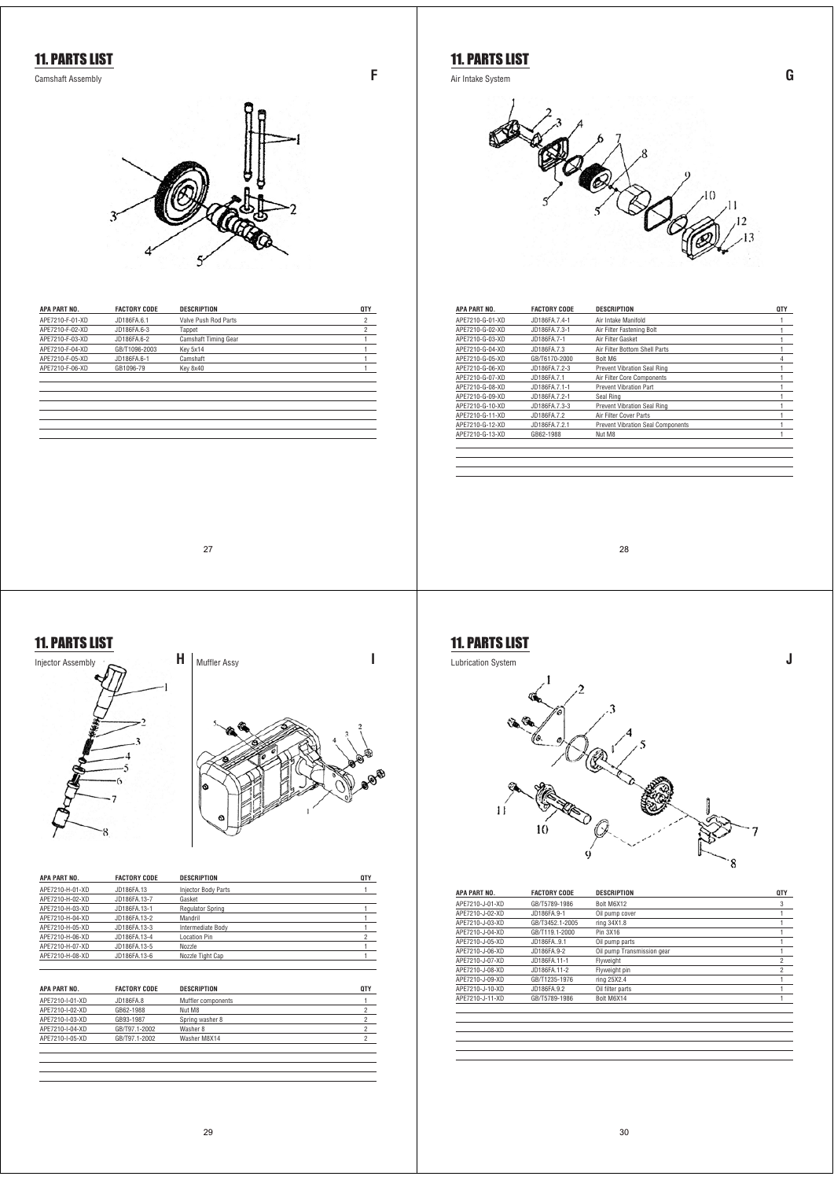## 11. PARTS LIST

Camshaft Assembly **F**

| APA PART NO. | FACTORY CODE | DESCRIPTION | QTY |
|---|---|---|---|
| APE7210-F-01-XD | JD186FA.6.1 | Valve Push Rod Parts | 2 |
| APE7210-F-02-XD | JD186FA.6-3 | Tappet | 2 |
| APE7210-F-03-XD | JD186FA.6-2 | Camshaft Timing Gear | 1 |
| APE7210-F-04-XD | GB/T1096-2003 | Key 5x14 | 1 |
| APE7210-F-05-XD | JD186FA.6-1 | Camshaft | 1 |
| APE7210-F-06-XD | GB1096-79 | Key 8x40 | 1 |

## 11. PARTS LIST

Air Intake System **G**

| APA PART NO. | FACTORY CODE | DESCRIPTION | QTY |
|---|---|---|---|
| APE7210-G-01-XD | JD186FA.7.4-1 | Air Intake Manifold | 1 |
| APE7210-G-02-XD | JD186FA.7.3-1 | Air Filter Fastening Bolt | 1 |
| APE7210-G-03-XD | JD186FA.7-1 | Air Filter Gasket | 1 |
| APE7210-G-04-XD | JD186FA.7.3 | Air Filter Bottom Shell Parts | 1 |
| APE7210-G-05-XD | GB/T6170-2000 | Bolt M6 | 4 |
| APE7210-G-06-XD | JD186FA.7.2-3 | Prevent Vibration Seal Ring | 1 |
| APE7210-G-07-XD | JD186FA.7.1 | Air Filter Core Components | 1 |
| APE7210-G-08-XD | JD186FA.7.1-1 | Prevent Vibration Part | 1 |
| APE7210-G-09-XD | JD186FA.7.2-1 | Seal Ring | 1 |
| APE7210-G-10-XD | JD186FA.7.3-3 | Prevent Vibration Seal Ring | 1 |
| APE7210-G-11-XD | JD186FA.7.2 | Air Filter Cover Parts | 1 |
| APE7210-G-12-XD | JD186FA.7.2.1 | Prevent Vibration Seal Components | 1 |
| APE7210-G-13-XD | GB62-1988 | Nut M8 | 1 |

## 11. PARTS LIST

Injector Assembly **H**

| APA PART NO. | FACTORY CODE | DESCRIPTION | QTY |
|---|---|---|---|
| APE7210-H-01-XD | JD186FA.13 | Injector Body Parts | 1 |
| APE7210-H-02-XD | JD186FA.13-7 | Gasket | |
| APE7210-H-03-XD | JD186FA.13-1 | Regulator Spring | 1 |
| APE7210-H-04-XD | JD186FA.13-2 | Mandril | 1 |
| APE7210-H-05-XD | JD186FA.13-3 | Intermediate Body | 1 |
| APE7210-H-06-XD | JD186FA.13-4 | Location Pin | 2 |
| APE7210-H-07-XD | JD186FA.13-5 | Nozzle | 1 |
| APE7210-H-08-XD | JD186FA.13-6 | Nozzle Tight Cap | 1 |

Muffler Assy **I**

| APA PART NO. | FACTORY CODE | DESCRIPTION | QTY |
|---|---|---|---|
| APE7210-I-01-XD | JD186FA.8 | Muffler components | 1 |
| APE7210-I-02-XD | GB62-1988 | Nut M8 | 2 |
| APE7210-I-03-XD | GB93-1987 | Spring washer 8 | 2 |
| APE7210-I-04-XD | GB/T97.1-2002 | Washer 8 | 2 |
| APE7210-I-05-XD | GB/T97.1-2002 | Washer M8X14 | 2 |

## 11. PARTS LIST

Lubrication System **J**

| APA PART NO. | FACTORY CODE | DESCRIPTION | QTY |
|---|---|---|---|
| APE7210-J-01-XD | GB/T5789-1986 | Bolt M6X12 | 3 |
| APE7210-J-02-XD | JD186FA.9-1 | Oil pump cover | 1 |
| APE7210-J-03-XD | GB/T3452.1-2005 | ring 34X1.8 | 1 |
| APE7210-J-04-XD | GB/T119.1-2000 | Pin 3X16 | 1 |
| APE7210-J-05-XD | JD186FA..9.1 | Oil pump parts | 1 |
| APE7210-J-06-XD | JD186FA.9-2 | Oil pump Transmission gear | 1 |
| APE7210-J-07-XD | JD186FA.11-1 | Flyweight | 2 |
| APE7210-J-08-XD | JD186FA.11-2 | Flyweight pin | 2 |
| APE7210-J-09-XD | GB/T1235-1976 | ring 25X2.4 | 1 |
| APE7210-J-10-XD | JD186FA.9.2 | Oil filter parts | 1 |
| APE7210-J-11-XD | GB/T5789-1986 | Bolt M6X14 | 1 |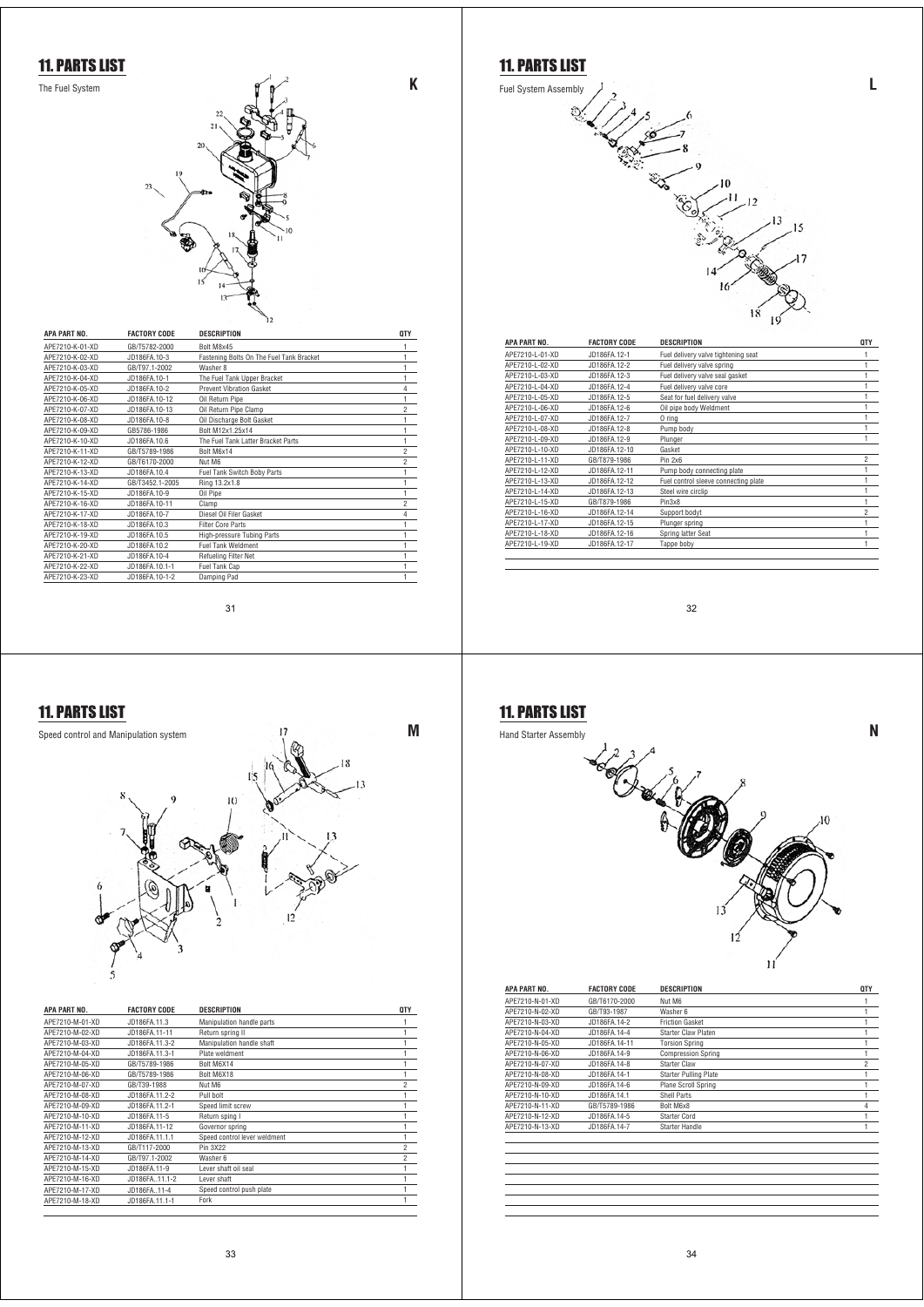# 11. PARTS LIST

## The Fuel System

**K**

| APA PART NO. | FACTORY CODE | DESCRIPTION | QTY |
|---|---|---|---|
| APE7210-K-01-XD | GB/T5782-2000 | Bolt M8x45 | 1 |
| APE7210-K-02-XD | JD186FA.10-3 | Fastening Bolts On The Fuel Tank Bracket | 1 |
| APE7210-K-03-XD | GB/T97.1-2002 | Washer 8 | 1 |
| APE7210-K-04-XD | JD186FA.10-1 | The Fuel Tank Upper Bracket | 1 |
| APE7210-K-05-XD | JD186FA.10-2 | Prevent Vibration Gasket | 4 |
| APE7210-K-06-XD | JD186FA.10-12 | Oil Return Pipe | 1 |
| APE7210-K-07-XD | JD186FA.10-13 | Oil Return Pipe Clamp | 2 |
| APE7210-K-08-XD | JD186FA.10-8 | Oil Discharge Bolt Gasket | 1 |
| APE7210-K-09-XD | GB5786-1986 | Bolt M12x1.25x14 | 1 |
| APE7210-K-10-XD | JD186FA.10.6 | The Fuel Tank Latter Bracket Parts | 1 |
| APE7210-K-11-XD | GB/T5789-1986 | Bolt M6x14 | 2 |
| APE7210-K-12-XD | GB/T6170-2000 | Nut M6 | 2 |
| APE7210-K-13-XD | JD186FA.10.4 | Fuel Tank Switch Boby Parts | 1 |
| APE7210-K-14-XD | GB/T3452.1-2005 | Ring 13.2x1.8 | 1 |
| APE7210-K-15-XD | JD186FA.10-9 | Oil Pipe | 1 |
| APE7210-K-16-XD | JD186FA.10-11 | Clamp | 2 |
| APE7210-K-17-XD | JD186FA.10-7 | Diesel Oil Filer Gasket | 4 |
| APE7210-K-18-XD | JD186FA.10.3 | Filter Core Parts | 1 |
| APE7210-K-19-XD | JD186FA.10.5 | High-pressure Tubing Parts | 1 |
| APE7210-K-20-XD | JD186FA.10.2 | Fuel Tank Weldment | 1 |
| APE7210-K-21-XD | JD186FA.10-4 | Refueling Filter Net | 1 |
| APE7210-K-22-XD | JD186FA.10.1-1 | Fuel Tank Cap | 1 |
| APE7210-K-23-XD | JD186FA.10-1-2 | Damping Pad | 1 |

# 11. PARTS LIST

## Fuel System Assembly

**L**

| APA PART NO. | FACTORY CODE | DESCRIPTION | QTY |
|---|---|---|---|
| APE7210-L-01-XD | JD186FA.12-1 | Fuel delivery valve tightening seat | 1 |
| APE7210-L-02-XD | JD186FA.12-2 | Fuel delivery valve spring | 1 |
| APE7210-L-03-XD | JD186FA.12-3 | Fuel delivery valve seal gasket | 1 |
| APE7210-L-04-XD | JD186FA.12-4 | Fuel delivery valve core | 1 |
| APE7210-L-05-XD | JD186FA.12-5 | Seat for fuel delivery valve | 1 |
| APE7210-L-06-XD | JD186FA.12-6 | Oil pipe body Weldment | 1 |
| APE7210-L-07-XD | JD186FA.12-7 | O ring | 1 |
| APE7210-L-08-XD | JD186FA.12-8 | Pump body | 1 |
| APE7210-L-09-XD | JD186FA.12-9 | Plunger | 1 |
| APE7210-L-10-XD | JD186FA.12-10 | Gasket | |
| APE7210-L-11-XD | GB/T879-1986 | Pin 2x6 | 2 |
| APE7210-L-12-XD | JD186FA.12-11 | Pump body connecting plate | 1 |
| APE7210-L-13-XD | JD186FA.12-12 | Fuel control sleeve connecting plate | 1 |
| APE7210-L-14-XD | JD186FA.12-13 | Steel wire circlip | 1 |
| APE7210-L-15-XD | GB/T879-1986 | Pin3x8 | 1 |
| APE7210-L-16-XD | JD186FA.12-14 | Support bodyt | 2 |
| APE7210-L-17-XD | JD186FA.12-15 | Plunger spring | 1 |
| APE7210-L-18-XD | JD186FA.12-16 | Spring latter Seat | 1 |
| APE7210-L-19-XD | JD186FA.12-17 | Tappe boby | 1 |

# 11. PARTS LIST

## Speed control and Manipulation system

**M**

| APA PART NO. | FACTORY CODE | DESCRIPTION | QTY |
|---|---|---|---|
| APE7210-M-01-XD | JD186FA.11.3 | Manipulation handle parts | 1 |
| APE7210-M-02-XD | JD186FA.11-11 | Return spring II | 1 |
| APE7210-M-03-XD | JD186FA.11.3-2 | Manipulation handle shaft | 1 |
| APE7210-M-04-XD | JD186FA.11.3-1 | Plate weldment | 1 |
| APE7210-M-05-XD | GB/T5789-1986 | Bolt M6X14 | 1 |
| APE7210-M-06-XD | GB/T5789-1986 | Bolt M6X18 | 1 |
| APE7210-M-07-XD | GB/T39-1988 | Nut M6 | 2 |
| APE7210-M-08-XD | JD186FA.11.2-2 | Pull bolt | 1 |
| APE7210-M-09-XD | JD186FA.11.2-1 | Speed limit screw | 1 |
| APE7210-M-10-XD | JD186FA.11-5 | Return sping I | 1 |
| APE7210-M-11-XD | JD186FA.11-12 | Governor spring | 1 |
| APE7210-M-12-XD | JD186FA.11.1.1 | Speed control lever weldment | 1 |
| APE7210-M-13-XD | GB/T117-2000 | Pin 3X22 | 2 |
| APE7210-M-14-XD | GB/T97.1-2002 | Washer 6 | 2 |
| APE7210-M-15-XD | JD186FA.11-9 | Lever shaft oil seal | 1 |
| APE7210-M-16-XD | JD186FA..11.1-2 | Lever shaft | 1 |
| APE7210-M-17-XD | JD186FA..11-4 | Speed control push plate | 1 |
| APE7210-M-18-XD | JD186FA.11.1-1 | Fork | 1 |

# 11. PARTS LIST

## Hand Starter Assembly

**N**

| APA PART NO. | FACTORY CODE | DESCRIPTION | QTY |
|---|---|---|---|
| APE7210-N-01-XD | GB/T6170-2000 | Nut M6 | 1 |
| APE7210-N-02-XD | GB/T93-1987 | Washer 6 | 1 |
| APE7210-N-03-XD | JD186FA.14-2 | Friction Gasket | 1 |
| APE7210-N-04-XD | JD186FA.14-3 | Starter Claw Platen | 1 |
| APE7210-N-05-XD | JD186FA.14-11 | Torsion Spring | 1 |
| APE7210-N-06-XD | JD186FA.14-9 | Compression Spring | 1 |
| APE7210-N-07-XD | JD186FA.14-8 | Starter Claw | 2 |
| APE7210-N-08-XD | JD186FA.14-1 | Starter Pulling Plate | 1 |
| APE7210-N-09-XD | JD186FA.14-6 | Plane Scroll Spring | 1 |
| APE7210-N-10-XD | JD186FA.14.1 | Shell Parts | 1 |
| APE7210-N-11-XD | GB/T5789-1986 | Bolt M6x8 | 4 |
| APE7210-N-12-XD | JD186FA.14-5 | Starter Cord | 1 |
| APE7210-N-13-XD | JD186FA.14-7 | Starter Handle | 1 |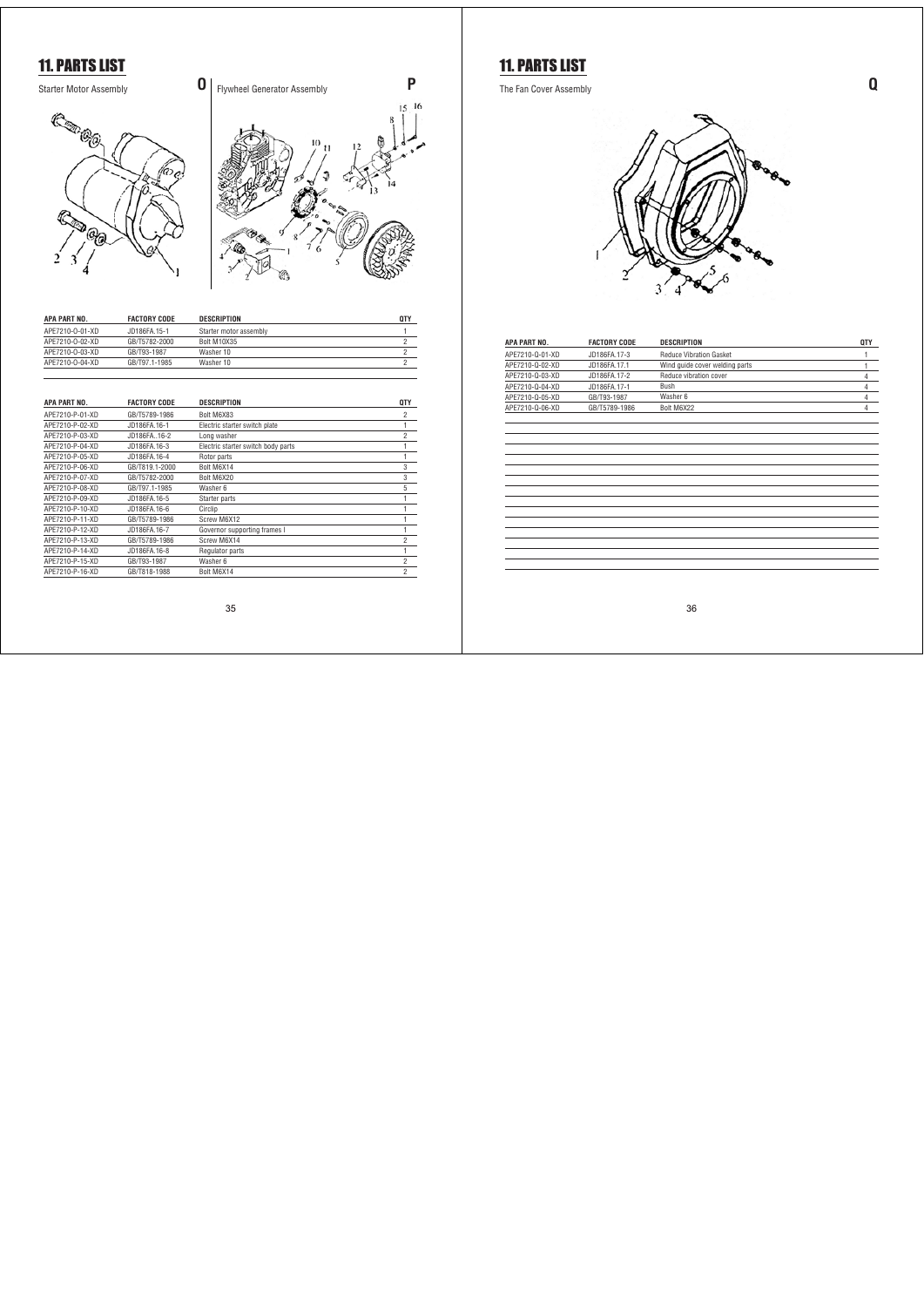# 11. PARTS LIST

Starter Motor Assembly **O**

Flywheel Generator Assembly **P**

| APA PART NO. | FACTORY CODE | DESCRIPTION | QTY |
|---|---|---|---|
| APE7210-O-01-XD | JD186FA.15-1 | Starter motor assembly | 1 |
| APE7210-O-02-XD | GB/T5782-2000 | Bolt M10X35 | 2 |
| APE7210-O-03-XD | GB/T93-1987 | Washer 10 | 2 |
| APE7210-O-04-XD | GB/T97.1-1985 | Washer 10 | 2 |

| APA PART NO. | FACTORY CODE | DESCRIPTION | QTY |
|---|---|---|---|
| APE7210-P-01-XD | GB/T5789-1986 | Bolt M6X83 | 2 |
| APE7210-P-02-XD | JD186FA.16-1 | Electric starter switch plate | 1 |
| APE7210-P-03-XD | JD186FA..16-2 | Long washer | 2 |
| APE7210-P-04-XD | JD186FA.16-3 | Electric starter switch body parts | 1 |
| APE7210-P-05-XD | JD186FA.16-4 | Rotor parts | 1 |
| APE7210-P-06-XD | GB/T819.1-2000 | Bolt M6X14 | 3 |
| APE7210-P-07-XD | GB/T5782-2000 | Bolt M6X20 | 3 |
| APE7210-P-08-XD | GB/T97.1-1985 | Washer 6 | 5 |
| APE7210-P-09-XD | JD186FA.16-5 | Starter parts | 1 |
| APE7210-P-10-XD | JD186FA.16-6 | Circlip | 1 |
| APE7210-P-11-XD | GB/T5789-1986 | Screw M6X12 | 1 |
| APE7210-P-12-XD | JD186FA.16-7 | Governor supporting frames I | 1 |
| APE7210-P-13-XD | GB/T5789-1986 | Screw M6X14 | 2 |
| APE7210-P-14-XD | JD186FA.16-8 | Regulator parts | 1 |
| APE7210-P-15-XD | GB/T93-1987 | Washer 6 | 2 |
| APE7210-P-16-XD | GB/T818-1988 | Bolt M6X14 | 2 |

# 11. PARTS LIST

The Fan Cover Assembly **Q**

| APA PART NO. | FACTORY CODE | DESCRIPTION | QTY |
|---|---|---|---|
| APE7210-Q-01-XD | JD186FA.17-3 | Reduce Vibration Gasket | 1 |
| APE7210-Q-02-XD | JD186FA.17.1 | Wind guide cover welding parts | 1 |
| APE7210-Q-03-XD | JD186FA.17-2 | Reduce vibration cover | 4 |
| APE7210-Q-04-XD | JD186FA.17-1 | Bush | 4 |
| APE7210-Q-05-XD | GB/T93-1987 | Washer 6 | 4 |
| APE7210-Q-06-XD | GB/T5789-1986 | Bolt M6X22 | 4 |